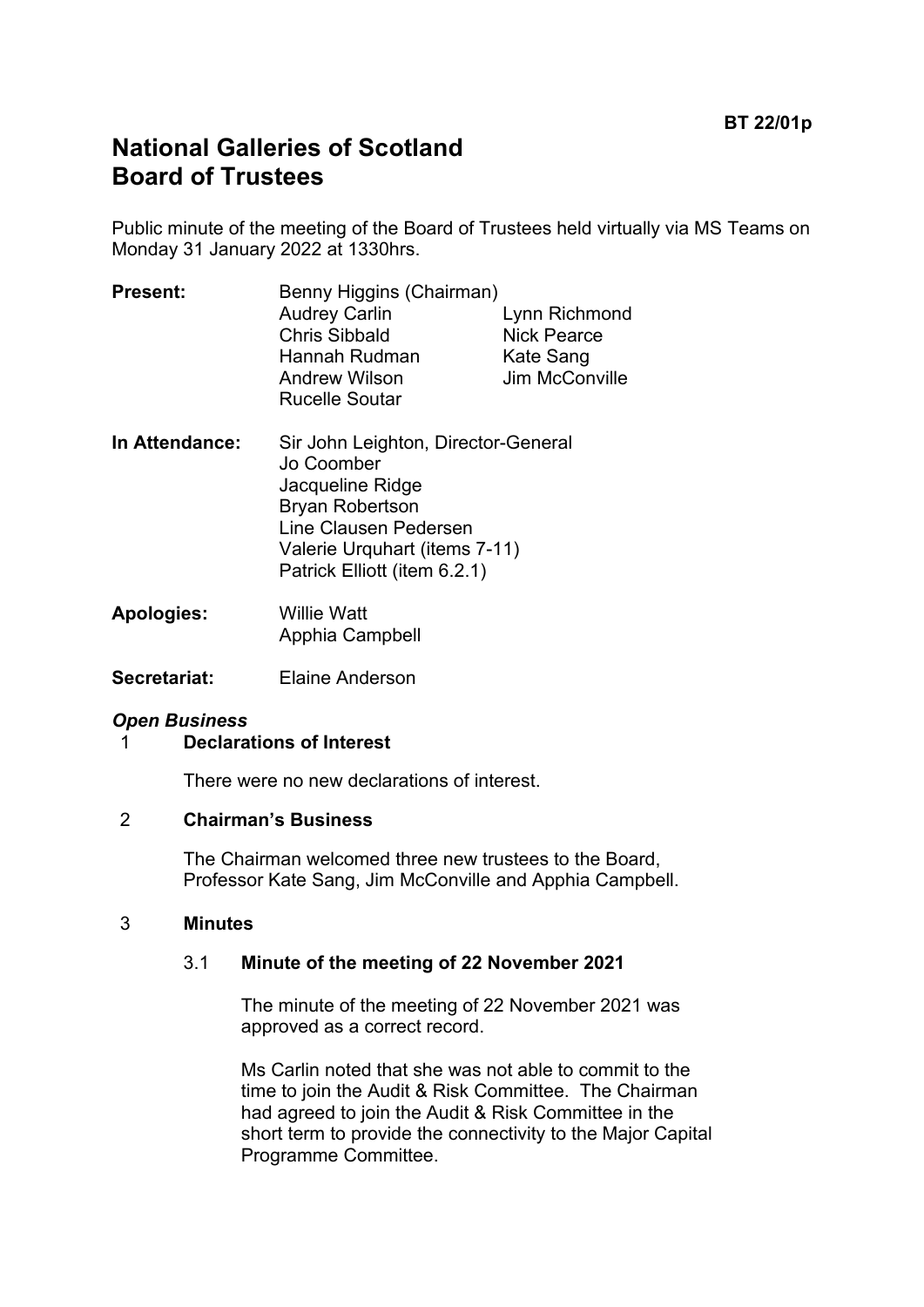BT 22/01p

# National Galleries of Scotland
# Board of Trustees

Public minute of the meeting of the Board of Trustees held virtually via MS Teams on Monday 31 January 2022 at 1330hrs.

**Present:** Benny Higgins (Chairman)
Audrey Carlin
Lynn Richmond
Chris Sibbald
Nick Pearce
Hannah Rudman
Kate Sang
Andrew Wilson
Jim McConville
Rucelle Soutar

**In Attendance:** Sir John Leighton, Director-General
Jo Coomber
Jacqueline Ridge
Bryan Robertson
Line Clausen Pedersen
Valerie Urquhart (items 7-11)
Patrick Elliott (item 6.2.1)

**Apologies:** Willie Watt
Apphia Campbell

**Secretariat:** Elaine Anderson

***Open Business***

1 **Declarations of Interest**

There were no new declarations of interest.

2 **Chairman's Business**

The Chairman welcomed three new trustees to the Board, Professor Kate Sang, Jim McConville and Apphia Campbell.

3 **Minutes**

3.1 **Minute of the meeting of 22 November 2021**

The minute of the meeting of 22 November 2021 was approved as a correct record.

Ms Carlin noted that she was not able to commit to the time to join the Audit & Risk Committee. The Chairman had agreed to join the Audit & Risk Committee in the short term to provide the connectivity to the Major Capital Programme Committee.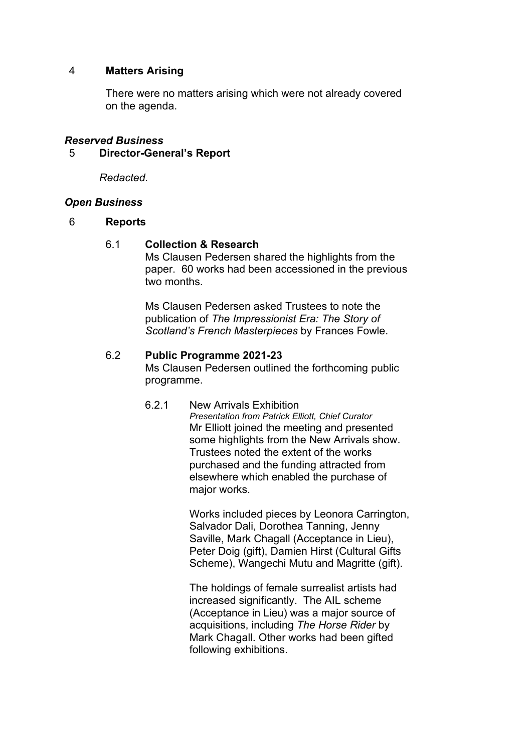## 4 Matters Arising

There were no matters arising which were not already covered on the agenda.

***Reserved Business***

## 5 Director-General's Report

*Redacted.*

***Open Business***

## 6 Reports

### 6.1 Collection & Research

Ms Clausen Pedersen shared the highlights from the paper. 60 works had been accessioned in the previous two months.

Ms Clausen Pedersen asked Trustees to note the publication of *The Impressionist Era: The Story of Scotland's French Masterpieces* by Frances Fowle.

### 6.2 Public Programme 2021-23

Ms Clausen Pedersen outlined the forthcoming public programme.

#### 6.2.1 New Arrivals Exhibition

*Presentation from Patrick Elliott, Chief Curator*

Mr Elliott joined the meeting and presented some highlights from the New Arrivals show. Trustees noted the extent of the works purchased and the funding attracted from elsewhere which enabled the purchase of major works.

Works included pieces by Leonora Carrington, Salvador Dali, Dorothea Tanning, Jenny Saville, Mark Chagall (Acceptance in Lieu), Peter Doig (gift), Damien Hirst (Cultural Gifts Scheme), Wangechi Mutu and Magritte (gift).

The holdings of female surrealist artists had increased significantly. The AIL scheme (Acceptance in Lieu) was a major source of acquisitions, including *The Horse Rider* by Mark Chagall. Other works had been gifted following exhibitions.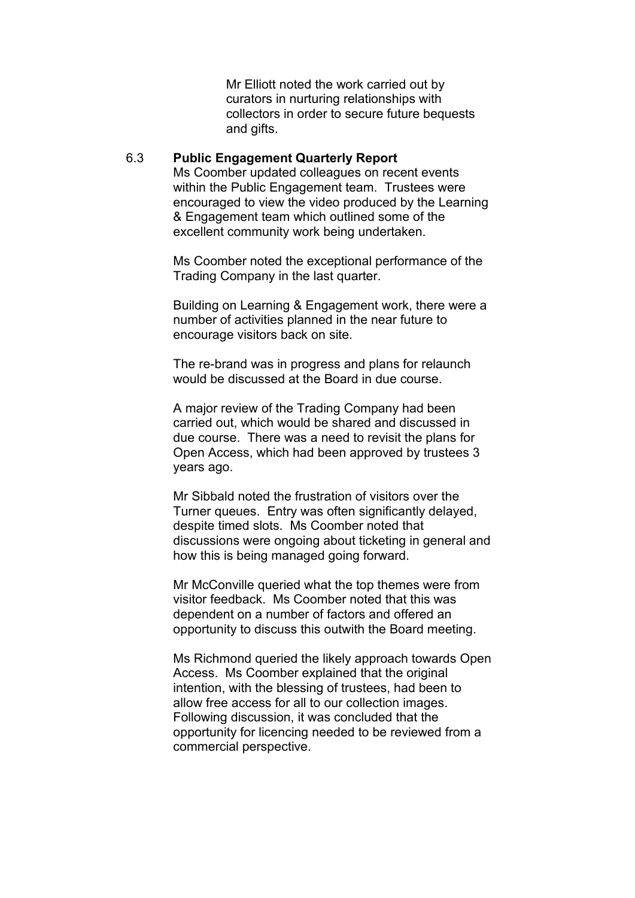Mr Elliott noted the work carried out by curators in nurturing relationships with collectors in order to secure future bequests and gifts.

6.3 **Public Engagement Quarterly Report**

Ms Coomber updated colleagues on recent events within the Public Engagement team. Trustees were encouraged to view the video produced by the Learning & Engagement team which outlined some of the excellent community work being undertaken.

Ms Coomber noted the exceptional performance of the Trading Company in the last quarter.

Building on Learning & Engagement work, there were a number of activities planned in the near future to encourage visitors back on site.

The re-brand was in progress and plans for relaunch would be discussed at the Board in due course.

A major review of the Trading Company had been carried out, which would be shared and discussed in due course. There was a need to revisit the plans for Open Access, which had been approved by trustees 3 years ago.

Mr Sibbald noted the frustration of visitors over the Turner queues. Entry was often significantly delayed, despite timed slots. Ms Coomber noted that discussions were ongoing about ticketing in general and how this is being managed going forward.

Mr McConville queried what the top themes were from visitor feedback. Ms Coomber noted that this was dependent on a number of factors and offered an opportunity to discuss this outwith the Board meeting.

Ms Richmond queried the likely approach towards Open Access. Ms Coomber explained that the original intention, with the blessing of trustees, had been to allow free access for all to our collection images. Following discussion, it was concluded that the opportunity for licencing needed to be reviewed from a commercial perspective.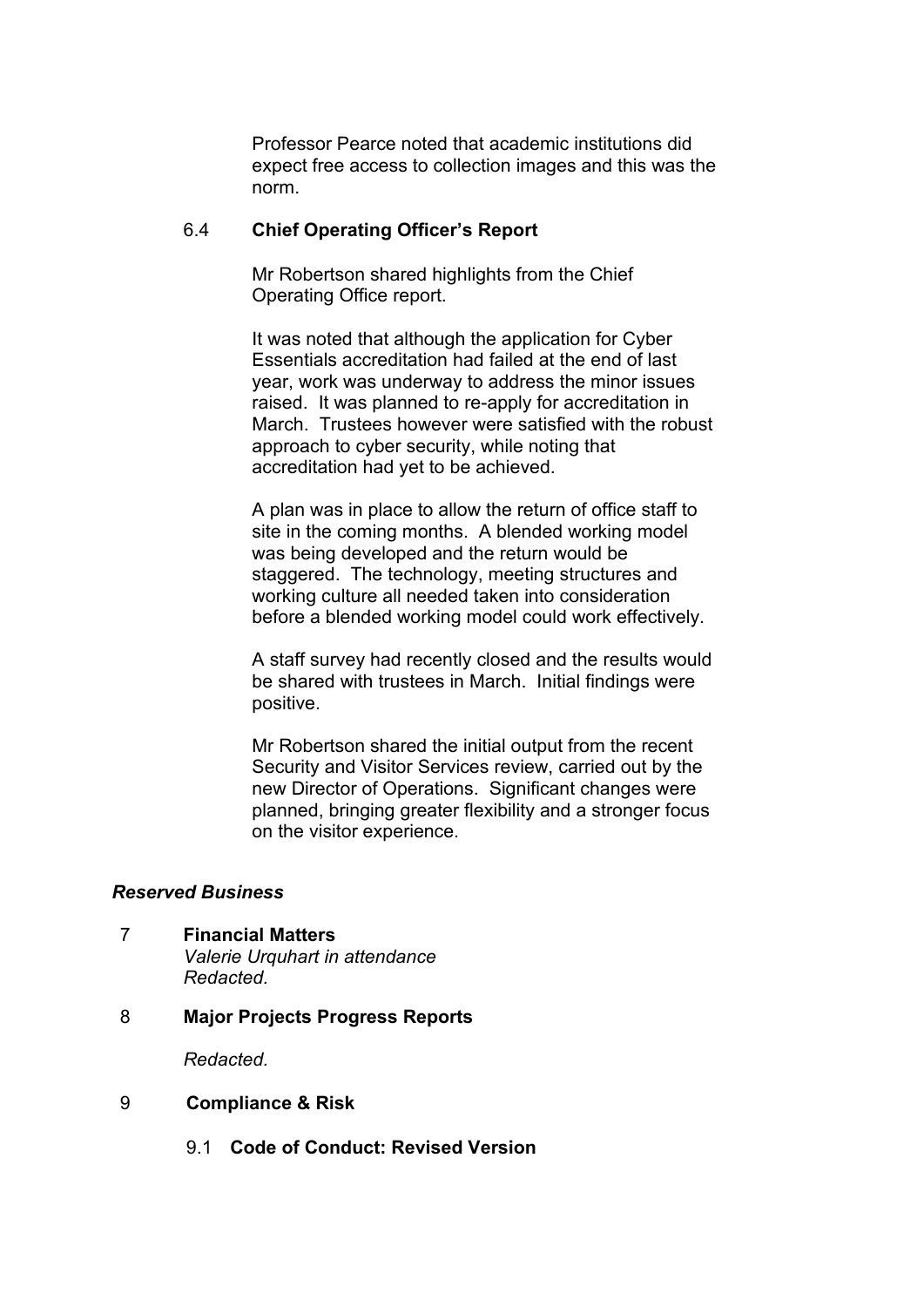Professor Pearce noted that academic institutions did expect free access to collection images and this was the norm.

6.4 **Chief Operating Officer's Report**

Mr Robertson shared highlights from the Chief Operating Office report.

It was noted that although the application for Cyber Essentials accreditation had failed at the end of last year, work was underway to address the minor issues raised. It was planned to re-apply for accreditation in March. Trustees however were satisfied with the robust approach to cyber security, while noting that accreditation had yet to be achieved.

A plan was in place to allow the return of office staff to site in the coming months. A blended working model was being developed and the return would be staggered. The technology, meeting structures and working culture all needed taken into consideration before a blended working model could work effectively.

A staff survey had recently closed and the results would be shared with trustees in March. Initial findings were positive.

Mr Robertson shared the initial output from the recent Security and Visitor Services review, carried out by the new Director of Operations. Significant changes were planned, bringing greater flexibility and a stronger focus on the visitor experience.

***Reserved Business***

7 **Financial Matters**
*Valerie Urquhart in attendance*
*Redacted.*

8 **Major Projects Progress Reports**

*Redacted.*

9 **Compliance & Risk**

9.1 **Code of Conduct: Revised Version**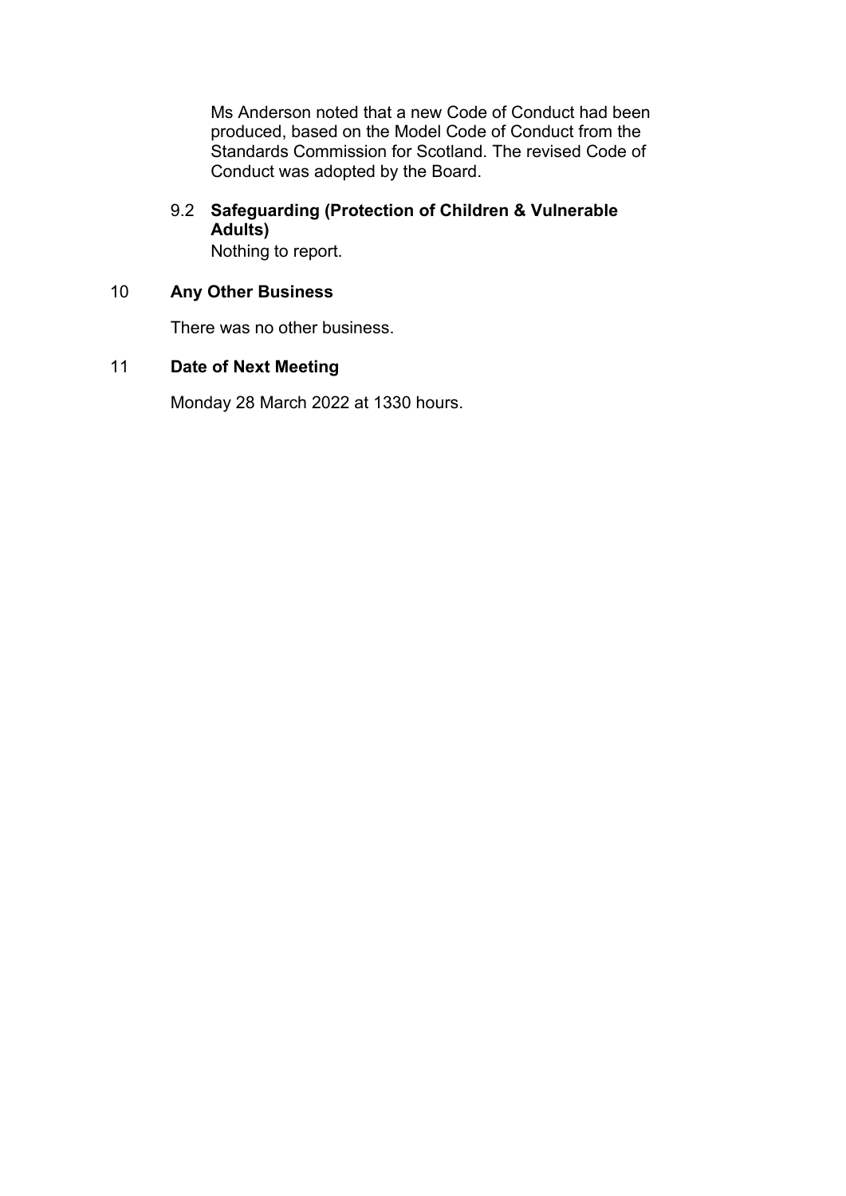Ms Anderson noted that a new Code of Conduct had been produced, based on the Model Code of Conduct from the Standards Commission for Scotland. The revised Code of Conduct was adopted by the Board.

9.2 **Safeguarding (Protection of Children & Vulnerable Adults)**

Nothing to report.

## 10 Any Other Business

There was no other business.

## 11 Date of Next Meeting

Monday 28 March 2022 at 1330 hours.